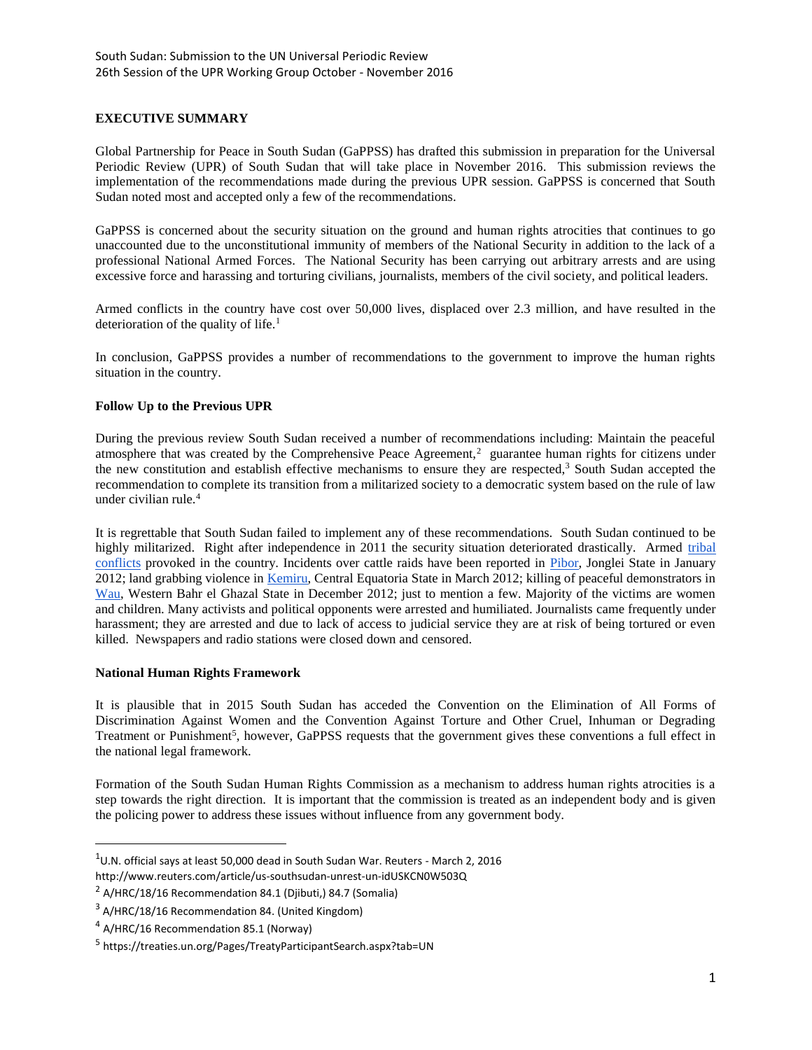South Sudan: Submission to the UN Universal Periodic Review
26th Session of the UPR Working Group October - November 2016

**EXECUTIVE SUMMARY**

Global Partnership for Peace in South Sudan (GaPPSS) has drafted this submission in preparation for the Universal Periodic Review (UPR) of South Sudan that will take place in November 2016. This submission reviews the implementation of the recommendations made during the previous UPR session. GaPPSS is concerned that South Sudan noted most and accepted only a few of the recommendations.

GaPPSS is concerned about the security situation on the ground and human rights atrocities that continues to go unaccounted due to the unconstitutional immunity of members of the National Security in addition to the lack of a professional National Armed Forces. The National Security has been carrying out arbitrary arrests and are using excessive force and harassing and torturing civilians, journalists, members of the civil society, and political leaders.

Armed conflicts in the country have cost over 50,000 lives, displaced over 2.3 million, and have resulted in the deterioration of the quality of life.[1]

In conclusion, GaPPSS provides a number of recommendations to the government to improve the human rights situation in the country.

**Follow Up to the Previous UPR**

During the previous review South Sudan received a number of recommendations including: Maintain the peaceful atmosphere that was created by the Comprehensive Peace Agreement,[2] guarantee human rights for citizens under the new constitution and establish effective mechanisms to ensure they are respected,[3] South Sudan accepted the recommendation to complete its transition from a militarized society to a democratic system based on the rule of law under civilian rule.[4]

It is regrettable that South Sudan failed to implement any of these recommendations. South Sudan continued to be highly militarized. Right after independence in 2011 the security situation deteriorated drastically. Armed tribal conflicts provoked in the country. Incidents over cattle raids have been reported in Pibor, Jonglei State in January 2012; land grabbing violence in Kemiru, Central Equatoria State in March 2012; killing of peaceful demonstrators in Wau, Western Bahr el Ghazal State in December 2012; just to mention a few. Majority of the victims are women and children. Many activists and political opponents were arrested and humiliated. Journalists came frequently under harassment; they are arrested and due to lack of access to judicial service they are at risk of being tortured or even killed. Newspapers and radio stations were closed down and censored.

**National Human Rights Framework**

It is plausible that in 2015 South Sudan has acceded the Convention on the Elimination of All Forms of Discrimination Against Women and the Convention Against Torture and Other Cruel, Inhuman or Degrading Treatment or Punishment[5], however, GaPPSS requests that the government gives these conventions a full effect in the national legal framework.

Formation of the South Sudan Human Rights Commission as a mechanism to address human rights atrocities is a step towards the right direction. It is important that the commission is treated as an independent body and is given the policing power to address these issues without influence from any government body.

---

[1] U.N. official says at least 50,000 dead in South Sudan War. Reuters - March 2, 2016 http://www.reuters.com/article/us-southsudan-unrest-un-idUSKCN0W503Q

[2] A/HRC/18/16 Recommendation 84.1 (Djibuti,) 84.7 (Somalia)

[3] A/HRC/18/16 Recommendation 84. (United Kingdom)

[4] A/HRC/16 Recommendation 85.1 (Norway)

[5] https://treaties.un.org/Pages/TreatyParticipantSearch.aspx?tab=UN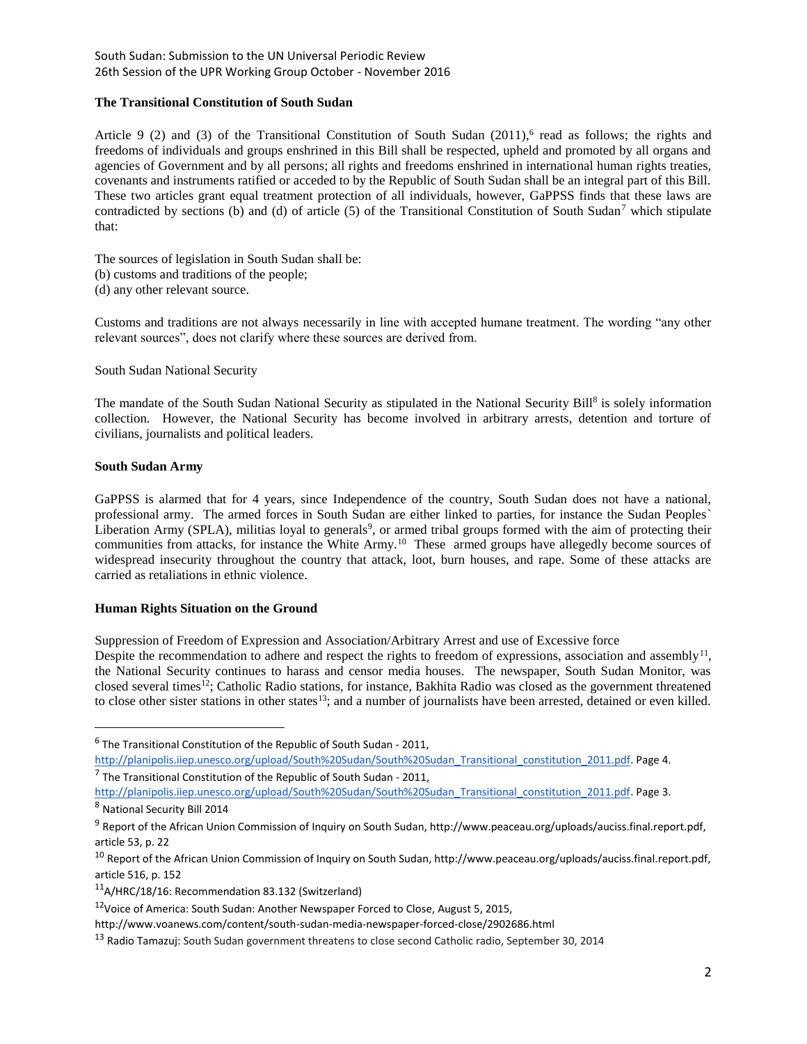## The Transitional Constitution of South Sudan

Article 9 (2) and (3) of the Transitional Constitution of South Sudan (2011),[6] read as follows; the rights and freedoms of individuals and groups enshrined in this Bill shall be respected, upheld and promoted by all organs and agencies of Government and by all persons; all rights and freedoms enshrined in international human rights treaties, covenants and instruments ratified or acceded to by the Republic of South Sudan shall be an integral part of this Bill. These two articles grant equal treatment protection of all individuals, however, GaPPSS finds that these laws are contradicted by sections (b) and (d) of article (5) of the Transitional Constitution of South Sudan[7] which stipulate that:

The sources of legislation in South Sudan shall be:
(b) customs and traditions of the people;
(d) any other relevant source.

Customs and traditions are not always necessarily in line with accepted humane treatment. The wording "any other relevant sources", does not clarify where these sources are derived from.

South Sudan National Security

The mandate of the South Sudan National Security as stipulated in the National Security Bill[8] is solely information collection. However, the National Security has become involved in arbitrary arrests, detention and torture of civilians, journalists and political leaders.

## South Sudan Army

GaPPSS is alarmed that for 4 years, since Independence of the country, South Sudan does not have a national, professional army. The armed forces in South Sudan are either linked to parties, for instance the Sudan Peoples` Liberation Army (SPLA), militias loyal to generals[9], or armed tribal groups formed with the aim of protecting their communities from attacks, for instance the White Army.[10] These armed groups have allegedly become sources of widespread insecurity throughout the country that attack, loot, burn houses, and rape. Some of these attacks are carried as retaliations in ethnic violence.

## Human Rights Situation on the Ground

Suppression of Freedom of Expression and Association/Arbitrary Arrest and use of Excessive force

Despite the recommendation to adhere and respect the rights to freedom of expressions, association and assembly[11], the National Security continues to harass and censor media houses. The newspaper, South Sudan Monitor, was closed several times[12]; Catholic Radio stations, for instance, Bakhita Radio was closed as the government threatened to close other sister stations in other states[13]; and a number of journalists have been arrested, detained or even killed.

---

[6] The Transitional Constitution of the Republic of South Sudan - 2011, http://planipolis.iiep.unesco.org/upload/South%20Sudan/South%20Sudan_Transitional_constitution_2011.pdf. Page 4.

[7] The Transitional Constitution of the Republic of South Sudan - 2011, http://planipolis.iiep.unesco.org/upload/South%20Sudan/South%20Sudan_Transitional_constitution_2011.pdf. Page 3.

[8] National Security Bill 2014

[9] Report of the African Union Commission of Inquiry on South Sudan, http://www.peaceau.org/uploads/auciss.final.report.pdf, article 53, p. 22

[10] Report of the African Union Commission of Inquiry on South Sudan, http://www.peaceau.org/uploads/auciss.final.report.pdf, article 516, p. 152

[11] A/HRC/18/16: Recommendation 83.132 (Switzerland)

[12] Voice of America: South Sudan: Another Newspaper Forced to Close, August 5, 2015, http://www.voanews.com/content/south-sudan-media-newspaper-forced-close/2902686.html

[13] Radio Tamazuj: South Sudan government threatens to close second Catholic radio, September 30, 2014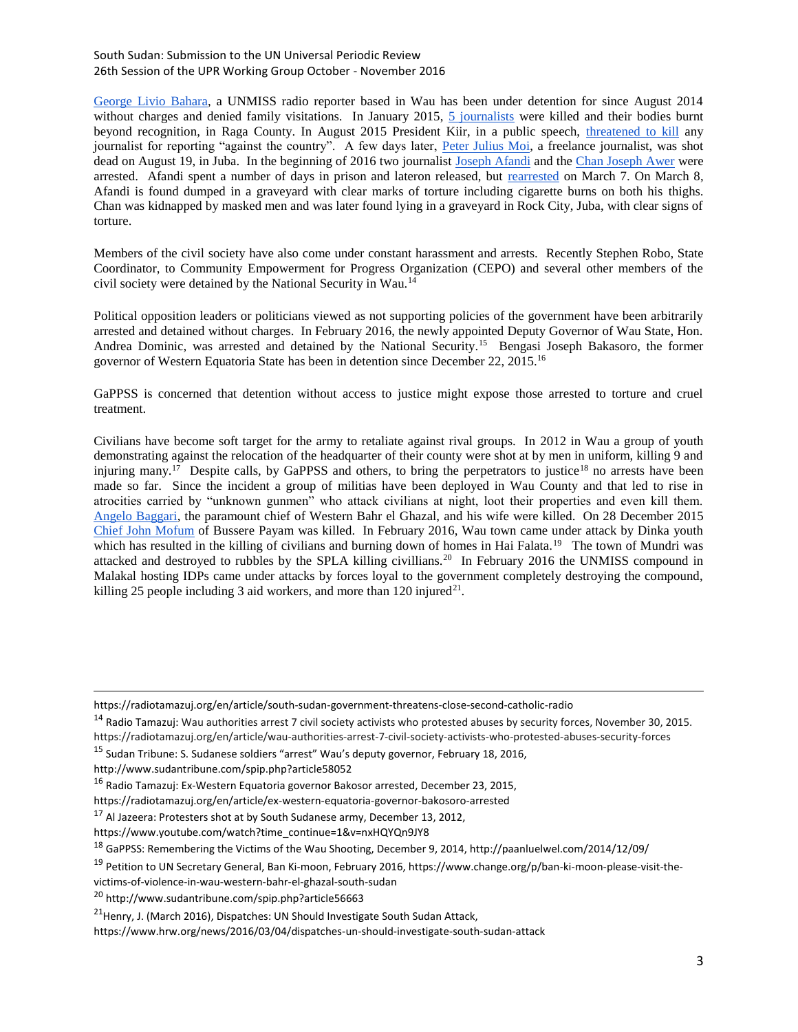George Livio Bahara, a UNMISS radio reporter based in Wau has been under detention for since August 2014 without charges and denied family visitations. In January 2015, 5 journalists were killed and their bodies burnt beyond recognition, in Raga County. In August 2015 President Kiir, in a public speech, threatened to kill any journalist for reporting "against the country". A few days later, Peter Julius Moi, a freelance journalist, was shot dead on August 19, in Juba. In the beginning of 2016 two journalist Joseph Afandi and the Chan Joseph Awer were arrested. Afandi spent a number of days in prison and lateron released, but rearrested on March 7. On March 8, Afandi is found dumped in a graveyard with clear marks of torture including cigarette burns on both his thighs. Chan was kidnapped by masked men and was later found lying in a graveyard in Rock City, Juba, with clear signs of torture.

Members of the civil society have also come under constant harassment and arrests. Recently Stephen Robo, State Coordinator, to Community Empowerment for Progress Organization (CEPO) and several other members of the civil society were detained by the National Security in Wau.[14]

Political opposition leaders or politicians viewed as not supporting policies of the government have been arbitrarily arrested and detained without charges. In February 2016, the newly appointed Deputy Governor of Wau State, Hon. Andrea Dominic, was arrested and detained by the National Security.[15] Bengasi Joseph Bakasoro, the former governor of Western Equatoria State has been in detention since December 22, 2015.[16]

GaPPSS is concerned that detention without access to justice might expose those arrested to torture and cruel treatment.

Civilians have become soft target for the army to retaliate against rival groups. In 2012 in Wau a group of youth demonstrating against the relocation of the headquarter of their county were shot at by men in uniform, killing 9 and injuring many.[17] Despite calls, by GaPPSS and others, to bring the perpetrators to justice[18] no arrests have been made so far. Since the incident a group of militias have been deployed in Wau County and that led to rise in atrocities carried by "unknown gunmen" who attack civilians at night, loot their properties and even kill them. Angelo Baggari, the paramount chief of Western Bahr el Ghazal, and his wife were killed. On 28 December 2015 Chief John Mofum of Bussere Payam was killed. In February 2016, Wau town came under attack by Dinka youth which has resulted in the killing of civilians and burning down of homes in Hai Falata.[19] The town of Mundri was attacked and destroyed to rubbles by the SPLA killing civillians.[20] In February 2016 the UNMISS compound in Malakal hosting IDPs came under attacks by forces loyal to the government completely destroying the compound, killing 25 people including 3 aid workers, and more than 120 injured[21].

---

https://radiotamazuj.org/en/article/south-sudan-government-threatens-close-second-catholic-radio

[14] Radio Tamazuj: Wau authorities arrest 7 civil society activists who protested abuses by security forces, November 30, 2015. https://radiotamazuj.org/en/article/wau-authorities-arrest-7-civil-society-activists-who-protested-abuses-security-forces

[15] Sudan Tribune: S. Sudanese soldiers "arrest" Wau's deputy governor, February 18, 2016, http://www.sudantribune.com/spip.php?article58052

[16] Radio Tamazuj: Ex-Western Equatoria governor Bakosor arrested, December 23, 2015, https://radiotamazuj.org/en/article/ex-western-equatoria-governor-bakosoro-arrested

[17] Al Jazeera: Protesters shot at by South Sudanese army, December 13, 2012, https://www.youtube.com/watch?time_continue=1&v=nxHQYQn9JY8

[18] GaPPSS: Remembering the Victims of the Wau Shooting, December 9, 2014, http://paanluelwel.com/2014/12/09/

[19] Petition to UN Secretary General, Ban Ki-moon, February 2016, https://www.change.org/p/ban-ki-moon-please-visit-the-victims-of-violence-in-wau-western-bahr-el-ghazal-south-sudan

[20] http://www.sudantribune.com/spip.php?article56663

[21] Henry, J. (March 2016), Dispatches: UN Should Investigate South Sudan Attack, https://www.hrw.org/news/2016/03/04/dispatches-un-should-investigate-south-sudan-attack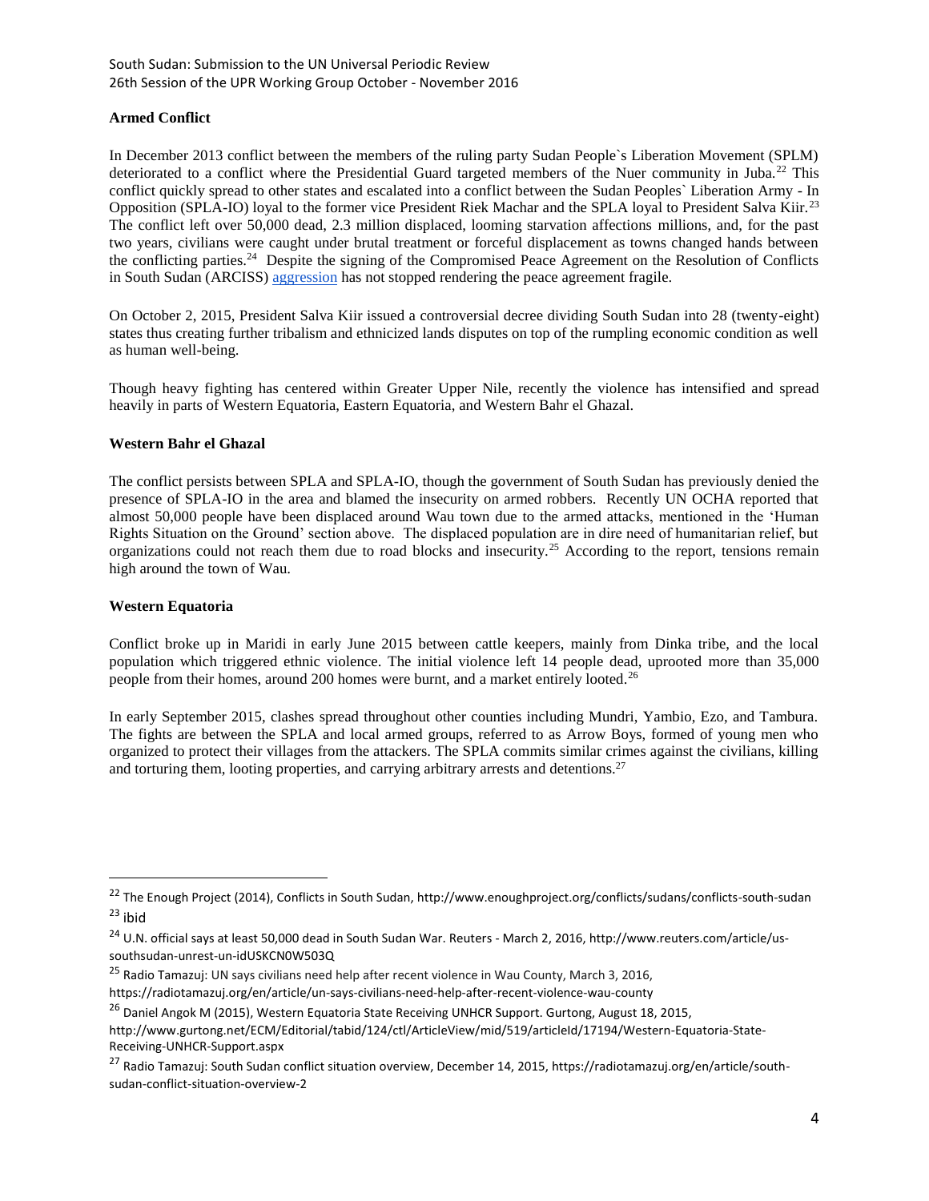## Armed Conflict

In December 2013 conflict between the members of the ruling party Sudan People`s Liberation Movement (SPLM) deteriorated to a conflict where the Presidential Guard targeted members of the Nuer community in Juba.[22] This conflict quickly spread to other states and escalated into a conflict between the Sudan Peoples` Liberation Army - In Opposition (SPLA-IO) loyal to the former vice President Riek Machar and the SPLA loyal to President Salva Kiir.[23] The conflict left over 50,000 dead, 2.3 million displaced, looming starvation affections millions, and, for the past two years, civilians were caught under brutal treatment or forceful displacement as towns changed hands between the conflicting parties.[24] Despite the signing of the Compromised Peace Agreement on the Resolution of Conflicts in South Sudan (ARCISS) aggression has not stopped rendering the peace agreement fragile.

On October 2, 2015, President Salva Kiir issued a controversial decree dividing South Sudan into 28 (twenty-eight) states thus creating further tribalism and ethnicized lands disputes on top of the rumpling economic condition as well as human well-being.

Though heavy fighting has centered within Greater Upper Nile, recently the violence has intensified and spread heavily in parts of Western Equatoria, Eastern Equatoria, and Western Bahr el Ghazal.

### Western Bahr el Ghazal

The conflict persists between SPLA and SPLA-IO, though the government of South Sudan has previously denied the presence of SPLA-IO in the area and blamed the insecurity on armed robbers. Recently UN OCHA reported that almost 50,000 people have been displaced around Wau town due to the armed attacks, mentioned in the 'Human Rights Situation on the Ground' section above. The displaced population are in dire need of humanitarian relief, but organizations could not reach them due to road blocks and insecurity.[25] According to the report, tensions remain high around the town of Wau.

### Western Equatoria

Conflict broke up in Maridi in early June 2015 between cattle keepers, mainly from Dinka tribe, and the local population which triggered ethnic violence. The initial violence left 14 people dead, uprooted more than 35,000 people from their homes, around 200 homes were burnt, and a market entirely looted.[26]

In early September 2015, clashes spread throughout other counties including Mundri, Yambio, Ezo, and Tambura. The fights are between the SPLA and local armed groups, referred to as Arrow Boys, formed of young men who organized to protect their villages from the attackers. The SPLA commits similar crimes against the civilians, killing and torturing them, looting properties, and carrying arbitrary arrests and detentions.[27]

---

[22] The Enough Project (2014), Conflicts in South Sudan, http://www.enoughproject.org/conflicts/sudans/conflicts-south-sudan

[23] ibid

[24] U.N. official says at least 50,000 dead in South Sudan War. Reuters - March 2, 2016, http://www.reuters.com/article/us-southsudan-unrest-un-idUSKCN0W503Q

[25] Radio Tamazuj: UN says civilians need help after recent violence in Wau County, March 3, 2016, https://radiotamazuj.org/en/article/un-says-civilians-need-help-after-recent-violence-wau-county

[26] Daniel Angok M (2015), Western Equatoria State Receiving UNHCR Support. Gurtong, August 18, 2015, http://www.gurtong.net/ECM/Editorial/tabid/124/ctl/ArticleView/mid/519/articleId/17194/Western-Equatoria-State-Receiving-UNHCR-Support.aspx

[27] Radio Tamazuj: South Sudan conflict situation overview, December 14, 2015, https://radiotamazuj.org/en/article/south-sudan-conflict-situation-overview-2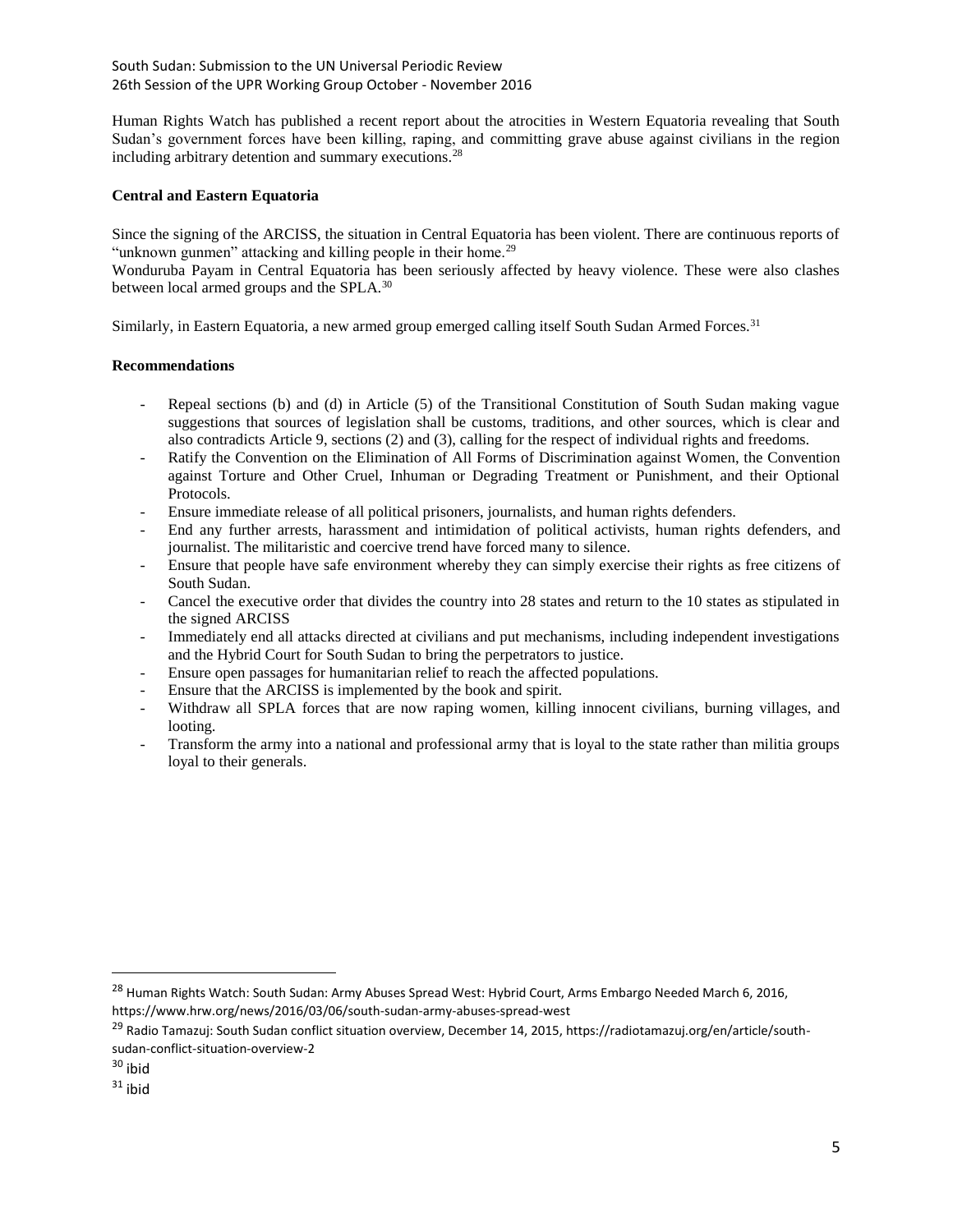Human Rights Watch has published a recent report about the atrocities in Western Equatoria revealing that South Sudan's government forces have been killing, raping, and committing grave abuse against civilians in the region including arbitrary detention and summary executions.[28]

**Central and Eastern Equatoria**

Since the signing of the ARCISS, the situation in Central Equatoria has been violent. There are continuous reports of "unknown gunmen" attacking and killing people in their home.[29]
Wonduruba Payam in Central Equatoria has been seriously affected by heavy violence. These were also clashes between local armed groups and the SPLA.[30]

Similarly, in Eastern Equatoria, a new armed group emerged calling itself South Sudan Armed Forces.[31]

**Recommendations**

- Repeal sections (b) and (d) in Article (5) of the Transitional Constitution of South Sudan making vague suggestions that sources of legislation shall be customs, traditions, and other sources, which is clear and also contradicts Article 9, sections (2) and (3), calling for the respect of individual rights and freedoms.
- Ratify the Convention on the Elimination of All Forms of Discrimination against Women, the Convention against Torture and Other Cruel, Inhuman or Degrading Treatment or Punishment, and their Optional Protocols.
- Ensure immediate release of all political prisoners, journalists, and human rights defenders.
- End any further arrests, harassment and intimidation of political activists, human rights defenders, and journalist. The militaristic and coercive trend have forced many to silence.
- Ensure that people have safe environment whereby they can simply exercise their rights as free citizens of South Sudan.
- Cancel the executive order that divides the country into 28 states and return to the 10 states as stipulated in the signed ARCISS
- Immediately end all attacks directed at civilians and put mechanisms, including independent investigations and the Hybrid Court for South Sudan to bring the perpetrators to justice.
- Ensure open passages for humanitarian relief to reach the affected populations.
- Ensure that the ARCISS is implemented by the book and spirit.
- Withdraw all SPLA forces that are now raping women, killing innocent civilians, burning villages, and looting.
- Transform the army into a national and professional army that is loyal to the state rather than militia groups loyal to their generals.

---

[28] Human Rights Watch: South Sudan: Army Abuses Spread West: Hybrid Court, Arms Embargo Needed March 6, 2016, https://www.hrw.org/news/2016/03/06/south-sudan-army-abuses-spread-west

[29] Radio Tamazuj: South Sudan conflict situation overview, December 14, 2015, https://radiotamazuj.org/en/article/south-sudan-conflict-situation-overview-2

[30] ibid

[31] ibid